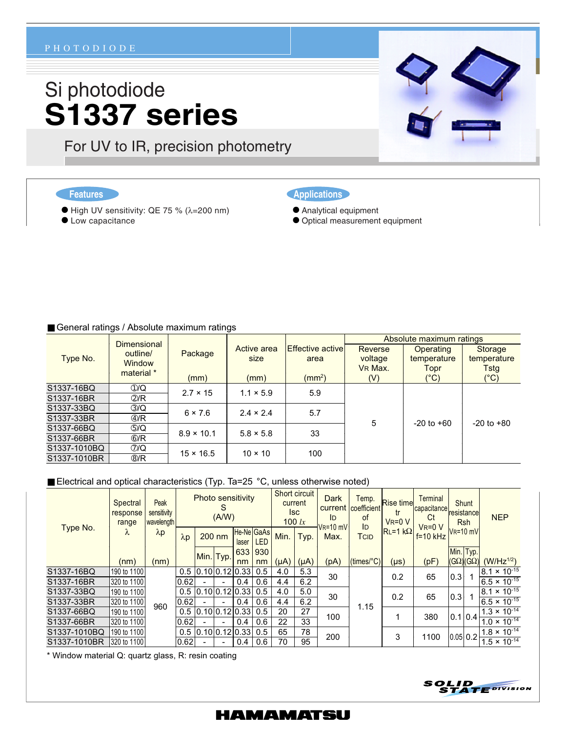PHOTODIODE

# Si photodiode
# S1337 series

## For UV to IR, precision photometry

### Features
- High UV sensitivity: QE 75 % (λ=200 nm)
- Low capacitance

### Applications
- Analytical equipment
- Optical measurement equipment

## ■ General ratings / Absolute maximum ratings

| Type No. | Dimensional outline/ Window material * | Package (mm) | Active area size (mm) | Effective active area (mm²) | Absolute maximum ratings Reverse voltage VR Max. (V) | Operating temperature Topr (°C) | Storage temperature Tstg (°C) |
|---|---|---|---|---|---|---|---|
| S1337-16BQ | ①/Q | 2.7 × 15 | 1.1 × 5.9 | 5.9 | 5 | -20 to +60 | -20 to +80 |
| S1337-16BR | ②/R | | | | | | |
| S1337-33BQ | ③/Q | 6 × 7.6 | 2.4 × 2.4 | 5.7 | | | |
| S1337-33BR | ④/R | | | | | | |
| S1337-66BQ | ⑤/Q | 8.9 × 10.1 | 5.8 × 5.8 | 33 | | | |
| S1337-66BR | ⑥/R | | | | | | |
| S1337-1010BQ | ⑦/Q | 15 × 16.5 | 10 × 10 | 100 | | | |
| S1337-1010BR | ⑧/R | | | | | | |

## ■ Electrical and optical characteristics (Typ. Ta=25 °C, unless otherwise noted)

| Type No. | Spectral response range λ (nm) | Peak sensitivity wavelength λp (nm) | Photo sensitivity S (A/W) λp | 200 nm Min. | 200 nm Typ. | He-Ne laser 633 nm | GaAs LED 930 nm | Short circuit current Isc 100 *lx* Min. (μA) | Isc Typ. (μA) | Dark current ID VR=10 mV Max. (pA) | Temp. coefficient of ID TCID (times/°C) | Rise time tr VR=0 V RL=1 kΩ (μs) | Terminal capacitance Ct VR=0 V f=10 kHz (pF) | Shunt resistance Rsh VR=10 mV Min. (GΩ) | Rsh Typ. (GΩ) | NEP (W/Hz^1/2) |
|---|---|---|---|---|---|---|---|---|---|---|---|---|---|---|---|---|
| S1337-16BQ | 190 to 1100 | 960 | 0.5 | 0.10 | 0.12 | 0.33 | 0.5 | 4.0 | 5.3 | 30 | 1.15 | 0.2 | 65 | 0.3 | 1 | $8.1 \times 10^{-15}$ |
| S1337-16BR | 320 to 1100 | | 0.62 | - | - | 0.4 | 0.6 | 4.4 | 6.2 | | | | | | | $6.5 \times 10^{-15}$ |
| S1337-33BQ | 190 to 1100 | | 0.5 | 0.10 | 0.12 | 0.33 | 0.5 | 4.0 | 5.0 | 30 | | 0.2 | 65 | 0.3 | 1 | $8.1 \times 10^{-15}$ |
| S1337-33BR | 320 to 1100 | | 0.62 | - | - | 0.4 | 0.6 | 4.4 | 6.2 | | | | | | | $6.5 \times 10^{-15}$ |
| S1337-66BQ | 190 to 1100 | | 0.5 | 0.10 | 0.12 | 0.33 | 0.5 | 20 | 27 | 100 | | 1 | 380 | 0.1 | 0.4 | $1.3 \times 10^{-14}$ |
| S1337-66BR | 320 to 1100 | | 0.62 | - | - | 0.4 | 0.6 | 22 | 33 | | | | | | | $1.0 \times 10^{-14}$ |
| S1337-1010BQ | 190 to 1100 | | 0.5 | 0.10 | 0.12 | 0.33 | 0.5 | 65 | 78 | 200 | | 3 | 1100 | 0.05 | 0.2 | $1.8 \times 10^{-14}$ |
| S1337-1010BR | 320 to 1100 | | 0.62 | - | - | 0.4 | 0.6 | 70 | 95 | | | | | | | $1.5 \times 10^{-14}$ |

\* Window material Q: quartz glass, R: resin coating

SOLID STATE DIVISION

HAMAMATSU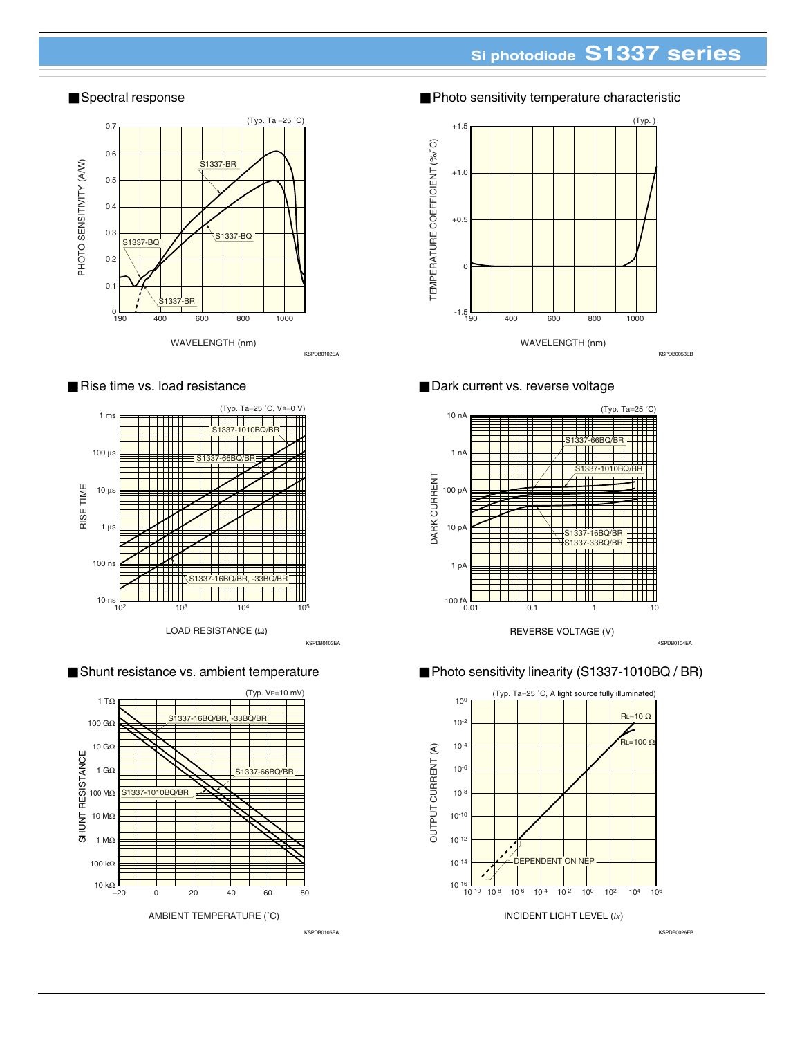## Spectral response

(Typ. Ta =25 ˚C)

PHOTO SENSITIVITY (A/W)

S1337-BR, S1337-BQ

WAVELENGTH (nm)

KSPDB0102EA

## Photo sensitivity temperature characteristic

(Typ. )

TEMPERATURE COEFFICIENT (%/˚C)

WAVELENGTH (nm)

KSPDB0053EB

## Rise time vs. load resistance

(Typ. Ta=25 ˚C, $V_R$=0 V)

RISE TIME

S1337-1010BQ/BR, S1337-66BQ/BR, S1337-16BQ/BR, -33BQ/BR

LOAD RESISTANCE (Ω)

KSPDB0103EA

## Dark current vs. reverse voltage

(Typ. Ta=25 ˚C)

DARK CURRENT

S1337-66BQ/BR, S1337-1010BQ/BR, S1337-16BQ/BR, S1337-33BQ/BR

REVERSE VOLTAGE (V)

KSPDB0104EA

## Shunt resistance vs. ambient temperature

(Typ. $V_R$=10 mV)

SHUNT RESISTANCE

S1337-16BQ/BR, -33BQ/BR, S1337-66BQ/BR, S1337-1010BQ/BR

AMBIENT TEMPERATURE (˚C)

KSPDB0105EA

## Photo sensitivity linearity (S1337-1010BQ / BR)

(Typ. Ta=25 ˚C, A light source fully illuminated)

OUTPUT CURRENT (A)

$R_L$=10 Ω, $R_L$=100 Ω

DEPENDENT ON NEP

INCIDENT LIGHT LEVEL (*lx*)

KSPDB0026EB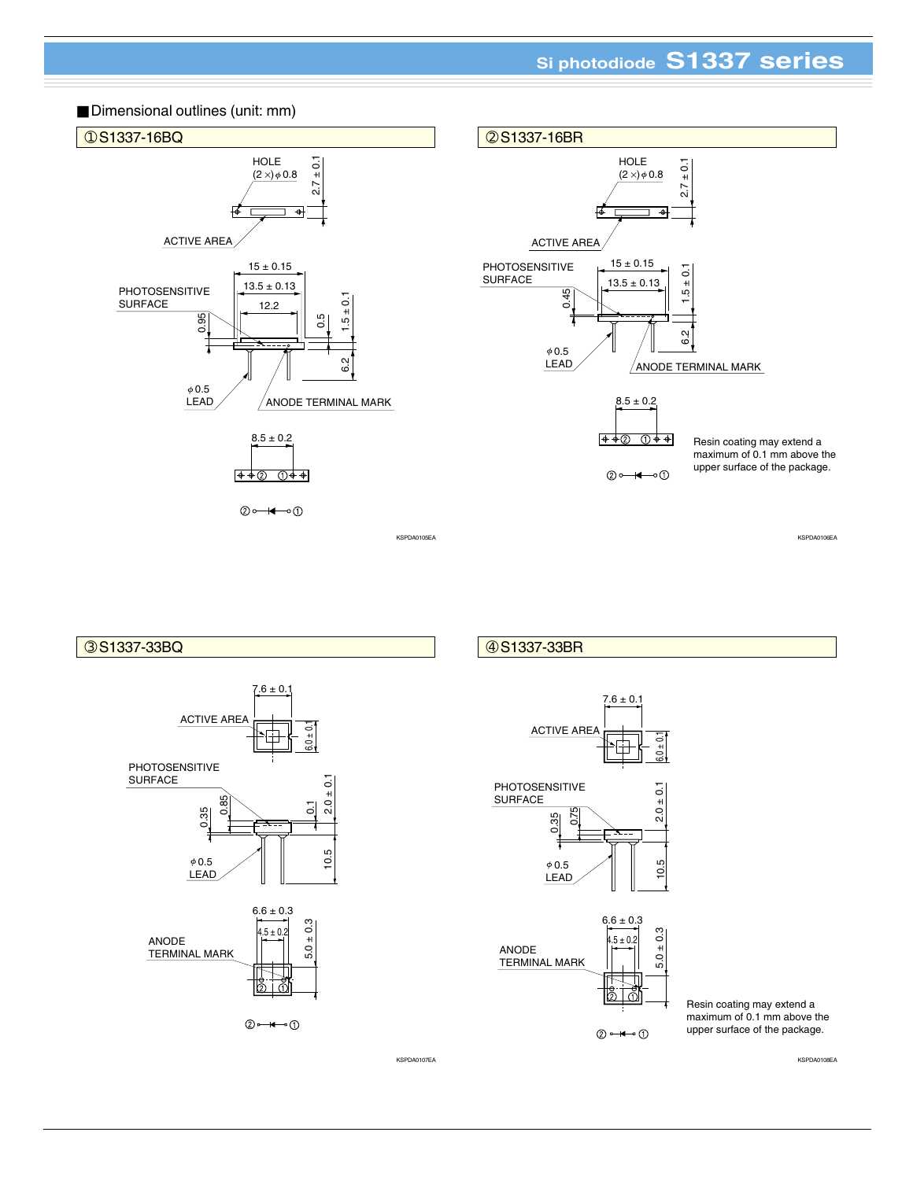■Dimensional outlines (unit: mm)

### ① S1337-16BQ

HOLE (2 ×) φ0.8

2.7 ± 0.1

ACTIVE AREA

15 ± 0.15

13.5 ± 0.13

12.2

PHOTOSENSITIVE SURFACE

0.95

0.5

1.5 ± 0.1

6.2

φ0.5 LEAD

ANODE TERMINAL MARK

8.5 ± 0.2

② ① 

②○—|◄—○①

KSPDA0105EA

### ② S1337-16BR

HOLE (2 ×) φ0.8

2.7 ± 0.1

ACTIVE AREA

PHOTOSENSITIVE SURFACE

15 ± 0.15

13.5 ± 0.13

1.5 ± 0.1

0.45

6.2

φ0.5 LEAD

ANODE TERMINAL MARK

8.5 ± 0.2

② ①

Resin coating may extend a maximum of 0.1 mm above the upper surface of the package.

②○—|◄—○①

KSPDA0106EA

### ③ S1337-33BQ

7.6 ± 0.1

ACTIVE AREA

6.0 ± 0.1

PHOTOSENSITIVE SURFACE

0.35

0.85

0.1

2.0 ± 0.1

φ0.5 LEAD

10.5

6.6 ± 0.3

4.5 ± 0.2

5.0 ± 0.3

ANODE TERMINAL MARK

② ①

②○—|◄—○①

KSPDA0107EA

### ④ S1337-33BR

7.6 ± 0.1

ACTIVE AREA

6.0 ± 0.1

PHOTOSENSITIVE SURFACE

0.35

0.75

2.0 ± 0.1

φ0.5 LEAD

10.5

6.6 ± 0.3

4.5 ± 0.2

5.0 ± 0.3

ANODE TERMINAL MARK

② ①

Resin coating may extend a maximum of 0.1 mm above the upper surface of the package.

②○—|◄—○①

KSPDA0108EA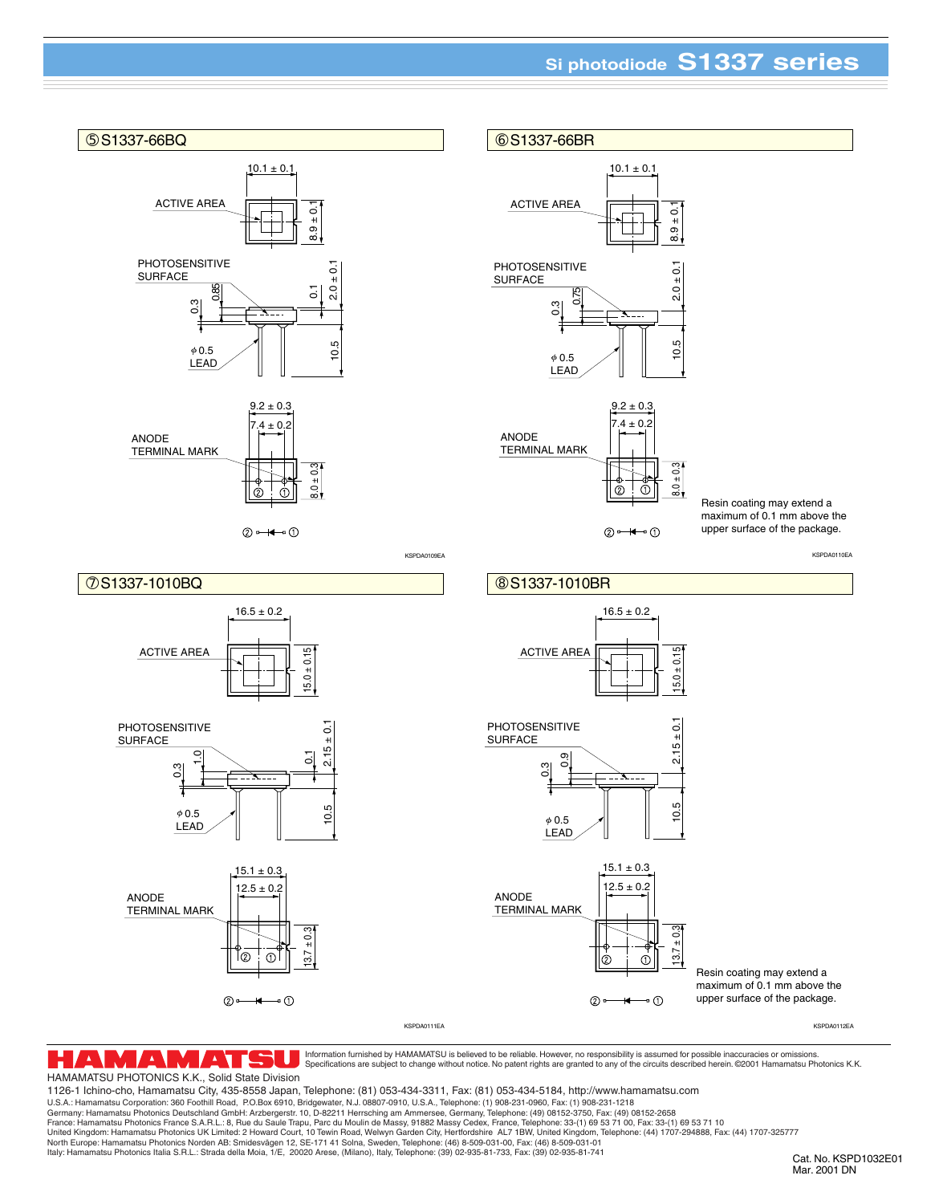## ⑤S1337-66BQ

10.1 ± 0.1

ACTIVE AREA

8.9 ± 0.1

PHOTOSENSITIVE SURFACE

0.3

0.85

0.1

2.0 ± 0.1

φ0.5 LEAD

10.5

9.2 ± 0.3

7.4 ± 0.2

ANODE TERMINAL MARK

8.0 ± 0.3

② ① 

KSPDA0109EA

## ⑥S1337-66BR

10.1 ± 0.1

ACTIVE AREA

8.9 ± 0.1

PHOTOSENSITIVE SURFACE

0.3

0.75

2.0 ± 0.1

φ0.5 LEAD

10.5

9.2 ± 0.3

7.4 ± 0.2

ANODE TERMINAL MARK

8.0 ± 0.3

② ①

Resin coating may extend a maximum of 0.1 mm above the upper surface of the package.

KSPDA0110EA

## ⑦S1337-1010BQ

16.5 ± 0.2

ACTIVE AREA

15.0 ± 0.15

PHOTOSENSITIVE SURFACE

0.3

1.0

0.1

2.15 ± 0.1

φ0.5 LEAD

10.5

15.1 ± 0.3

12.5 ± 0.2

ANODE TERMINAL MARK

13.7 ± 0.3

② ①

KSPDA0111EA

## ⑧S1337-1010BR

16.5 ± 0.2

ACTIVE AREA

15.0 ± 0.15

PHOTOSENSITIVE SURFACE

0.3

0.9

2.15 ± 0.1

φ0.5 LEAD

10.5

15.1 ± 0.3

12.5 ± 0.2

ANODE TERMINAL MARK

13.7 ± 0.3

② ①

Resin coating may extend a maximum of 0.1 mm above the upper surface of the package.

KSPDA0112EA

---

**HAMAMATSU**

Information furnished by HAMAMATSU is believed to be reliable. However, no responsibility is assumed for possible inaccuracies or omissions. Specifications are subject to change without notice. No patent rights are granted to any of the circuits described herein. ©2001 Hamamatsu Photonics K.K.

HAMAMATSU PHOTONICS K.K., Solid State Division

1126-1 Ichino-cho, Hamamatsu City, 435-8558 Japan, Telephone: (81) 053-434-3311, Fax: (81) 053-434-5184, http://www.hamamatsu.com

U.S.A.: Hamamatsu Corporation: 360 Foothill Road, P.O.Box 6910, Bridgewater, N.J. 08807-0910, U.S.A., Telephone: (1) 908-231-0960, Fax: (1) 908-231-1218

Germany: Hamamatsu Photonics Deutschland GmbH: Arzbergerstr. 10, D-82211 Herrsching am Ammersee, Germany, Telephone: (49) 08152-3750, Fax: (49) 08152-2658

France: Hamamatsu Photonics France S.A.R.L.: 8, Rue du Saule Trapu, Parc du Moulin de Massy, 91882 Massy Cedex, France, Telephone: 33-(1) 69 53 71 00, Fax: 33-(1) 69 53 71 10

United Kingdom: Hamamatsu Photonics UK Limited: 2 Howard Court, 10 Tewin Road, Welwyn Garden City, Hertfordshire AL7 1BW, United Kingdom, Telephone: (44) 1707-294888, Fax: (44) 1707-325777

North Europe: Hamamatsu Photonics Norden AB: Smidesvägen 12, SE-171 41 Solna, Sweden, Telephone: (46) 8-509-031-00, Fax: (46) 8-509-031-01

Italy: Hamamatsu Photonics Italia S.R.L.: Strada della Moia, 1/E, 20020 Arese, (Milano), Italy, Telephone: (39) 02-935-81-733, Fax: (39) 02-935-81-741

Cat. No. KSPD1032E01
Mar. 2001 DN